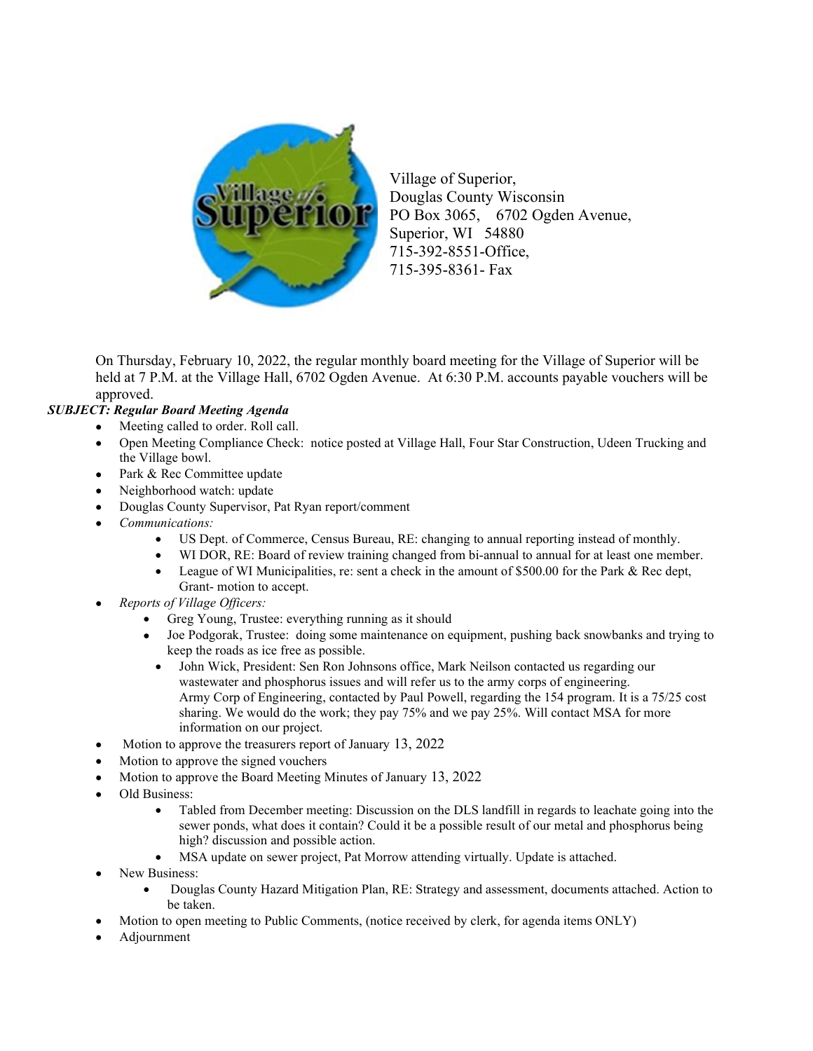Village of Superior,
Douglas County Wisconsin
PO Box 3065, 6702 Ogden Avenue,
Superior, WI 54880
715-392-8551-Office,
715-395-8361- Fax

On Thursday, February 10, 2022, the regular monthly board meeting for the Village of Superior will be held at 7 P.M. at the Village Hall, 6702 Ogden Avenue. At 6:30 P.M. accounts payable vouchers will be approved.

***SUBJECT: Regular Board Meeting Agenda***

- Meeting called to order. Roll call.
- Open Meeting Compliance Check: notice posted at Village Hall, Four Star Construction, Udeen Trucking and the Village bowl.
- Park & Rec Committee update
- Neighborhood watch: update
- Douglas County Supervisor, Pat Ryan report/comment
- *Communications:*
  - US Dept. of Commerce, Census Bureau, RE: changing to annual reporting instead of monthly.
  - WI DOR, RE: Board of review training changed from bi-annual to annual for at least one member.
  - League of WI Municipalities, re: sent a check in the amount of $500.00 for the Park & Rec dept, Grant- motion to accept.
- *Reports of Village Officers:*
  - Greg Young, Trustee: everything running as it should
  - Joe Podgorak, Trustee: doing some maintenance on equipment, pushing back snowbanks and trying to keep the roads as ice free as possible.
  - John Wick, President: Sen Ron Johnsons office, Mark Neilson contacted us regarding our wastewater and phosphorus issues and will refer us to the army corps of engineering. Army Corp of Engineering, contacted by Paul Powell, regarding the 154 program. It is a 75/25 cost sharing. We would do the work; they pay 75% and we pay 25%. Will contact MSA for more information on our project.
- Motion to approve the treasurers report of January 13, 2022
- Motion to approve the signed vouchers
- Motion to approve the Board Meeting Minutes of January 13, 2022
- Old Business:
  - Tabled from December meeting: Discussion on the DLS landfill in regards to leachate going into the sewer ponds, what does it contain? Could it be a possible result of our metal and phosphorus being high? discussion and possible action.
  - MSA update on sewer project, Pat Morrow attending virtually. Update is attached.
- New Business:
  - Douglas County Hazard Mitigation Plan, RE: Strategy and assessment, documents attached. Action to be taken.
- Motion to open meeting to Public Comments, (notice received by clerk, for agenda items ONLY)
- Adjournment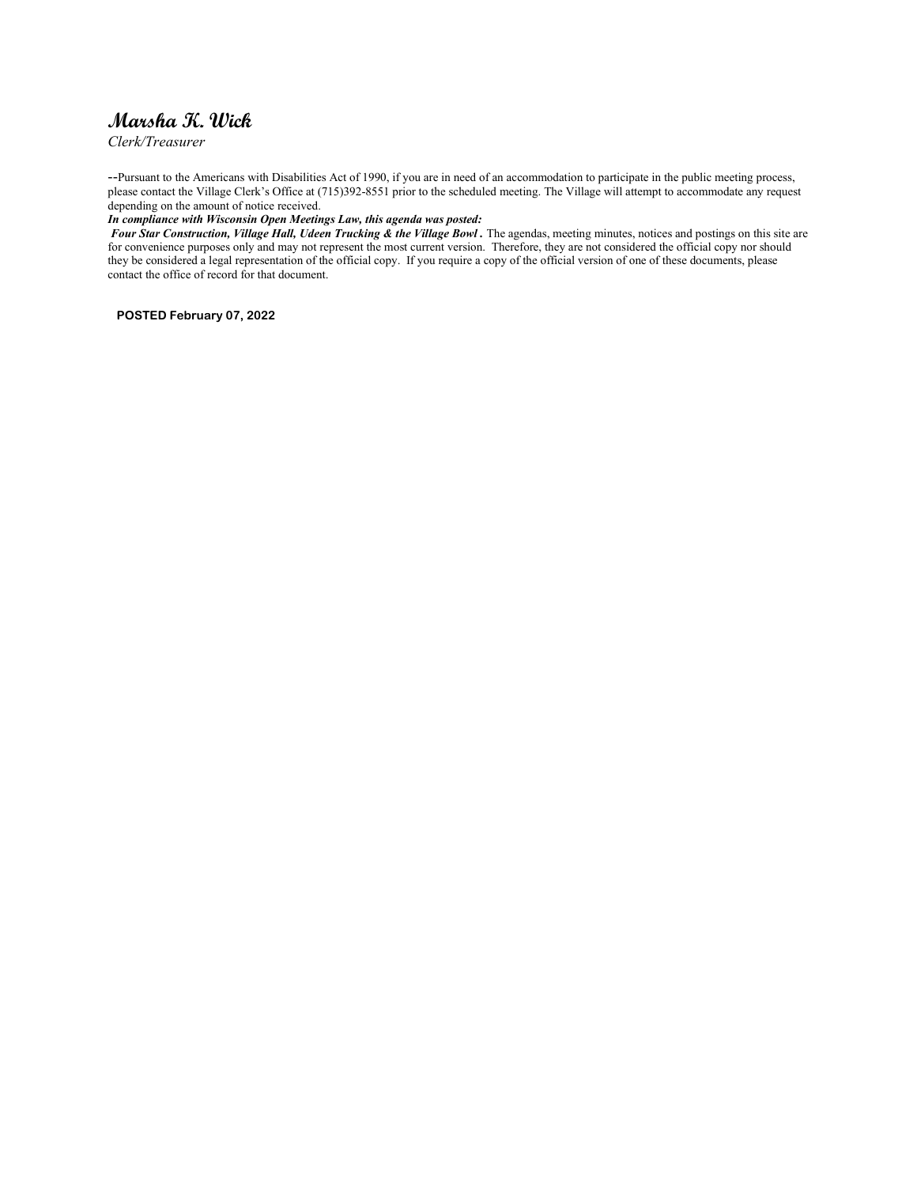***Marsha K. Wick***

*Clerk/Treasurer*

--Pursuant to the Americans with Disabilities Act of 1990, if you are in need of an accommodation to participate in the public meeting process, please contact the Village Clerk's Office at (715)392-8551 prior to the scheduled meeting. The Village will attempt to accommodate any request depending on the amount of notice received.

***In compliance with Wisconsin Open Meetings Law, this agenda was posted:***

***Four Star Construction, Village Hall, Udeen Trucking & the Village Bowl .*** The agendas, meeting minutes, notices and postings on this site are for convenience purposes only and may not represent the most current version. Therefore, they are not considered the official copy nor should they be considered a legal representation of the official copy. If you require a copy of the official version of one of these documents, please contact the office of record for that document.

**POSTED February 07, 2022**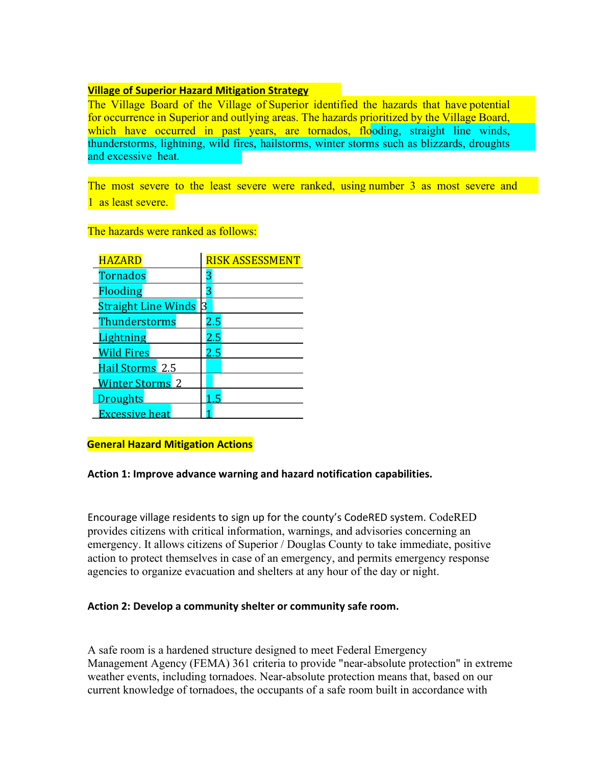**Village of Superior Hazard Mitigation Strategy**

The Village Board of the Village of Superior identified the hazards that have potential for occurrence in Superior and outlying areas. The hazards prioritized by the Village Board, which have occurred in past years, are tornados, flooding, straight line winds, thunderstorms, lightning, wild fires, hailstorms, winter storms such as blizzards, droughts and excessive heat.

The most severe to the least severe were ranked, using number 3 as most severe and 1 as least severe.

The hazards were ranked as follows:

| HAZARD | RISK ASSESSMENT |
|---|---|
| Tornados | 3 |
| Flooding | 3 |
| Straight Line Winds | 3 |
| Thunderstorms | 2.5 |
| Lightning | 2.5 |
| Wild Fires | 2.5 |
| Hail Storms | 2.5 |
| Winter Storms | 2 |
| Droughts | 1.5 |
| Excessive heat | 1 |

**General Hazard Mitigation Actions**

**Action 1: Improve advance warning and hazard notification capabilities.**

Encourage village residents to sign up for the county's CodeRED system. CodeRED provides citizens with critical information, warnings, and advisories concerning an emergency. It allows citizens of Superior / Douglas County to take immediate, positive action to protect themselves in case of an emergency, and permits emergency response agencies to organize evacuation and shelters at any hour of the day or night.

**Action 2: Develop a community shelter or community safe room.**

A safe room is a hardened structure designed to meet Federal Emergency Management Agency (FEMA) 361 criteria to provide "near-absolute protection" in extreme weather events, including tornadoes. Near-absolute protection means that, based on our current knowledge of tornadoes, the occupants of a safe room built in accordance with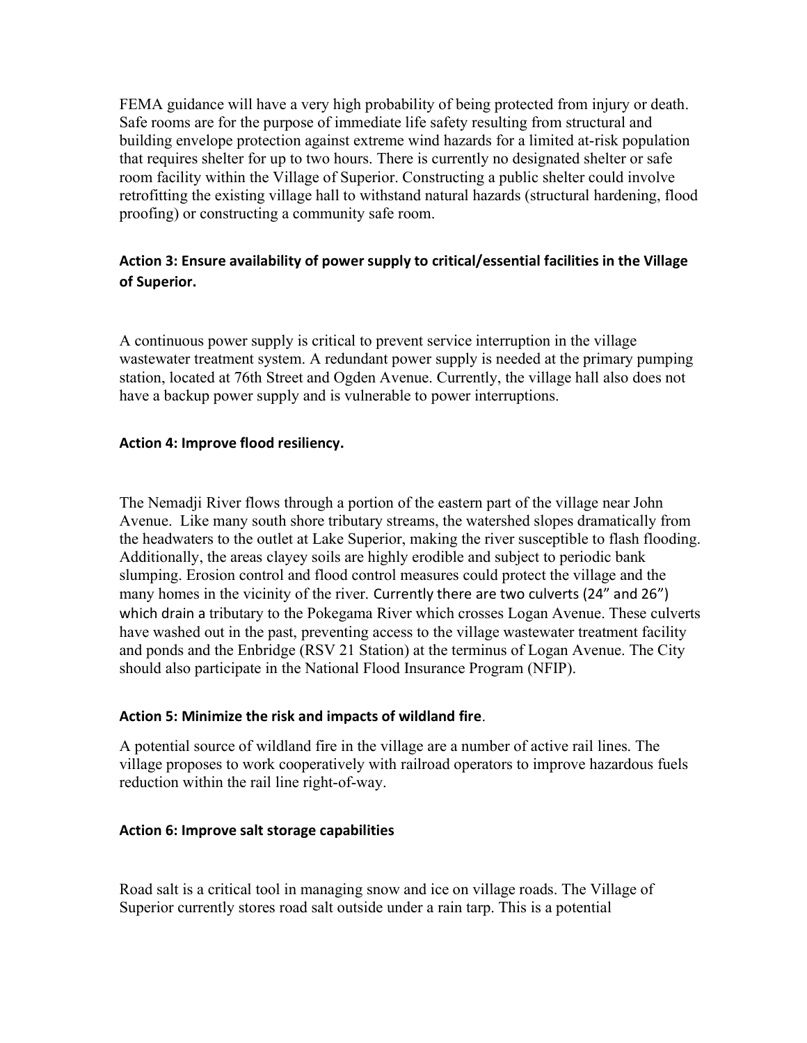FEMA guidance will have a very high probability of being protected from injury or death. Safe rooms are for the purpose of immediate life safety resulting from structural and building envelope protection against extreme wind hazards for a limited at-risk population that requires shelter for up to two hours. There is currently no designated shelter or safe room facility within the Village of Superior. Constructing a public shelter could involve retrofitting the existing village hall to withstand natural hazards (structural hardening, flood proofing) or constructing a community safe room.

### Action 3: Ensure availability of power supply to critical/essential facilities in the Village of Superior.

A continuous power supply is critical to prevent service interruption in the village wastewater treatment system. A redundant power supply is needed at the primary pumping station, located at 76th Street and Ogden Avenue. Currently, the village hall also does not have a backup power supply and is vulnerable to power interruptions.

### Action 4: Improve flood resiliency.

The Nemadji River flows through a portion of the eastern part of the village near John Avenue. Like many south shore tributary streams, the watershed slopes dramatically from the headwaters to the outlet at Lake Superior, making the river susceptible to flash flooding. Additionally, the areas clayey soils are highly erodible and subject to periodic bank slumping. Erosion control and flood control measures could protect the village and the many homes in the vicinity of the river. Currently there are two culverts (24" and 26") which drain a tributary to the Pokegama River which crosses Logan Avenue. These culverts have washed out in the past, preventing access to the village wastewater treatment facility and ponds and the Enbridge (RSV 21 Station) at the terminus of Logan Avenue. The City should also participate in the National Flood Insurance Program (NFIP).

### Action 5: Minimize the risk and impacts of wildland fire.

A potential source of wildland fire in the village are a number of active rail lines. The village proposes to work cooperatively with railroad operators to improve hazardous fuels reduction within the rail line right-of-way.

### Action 6: Improve salt storage capabilities

Road salt is a critical tool in managing snow and ice on village roads. The Village of Superior currently stores road salt outside under a rain tarp. This is a potential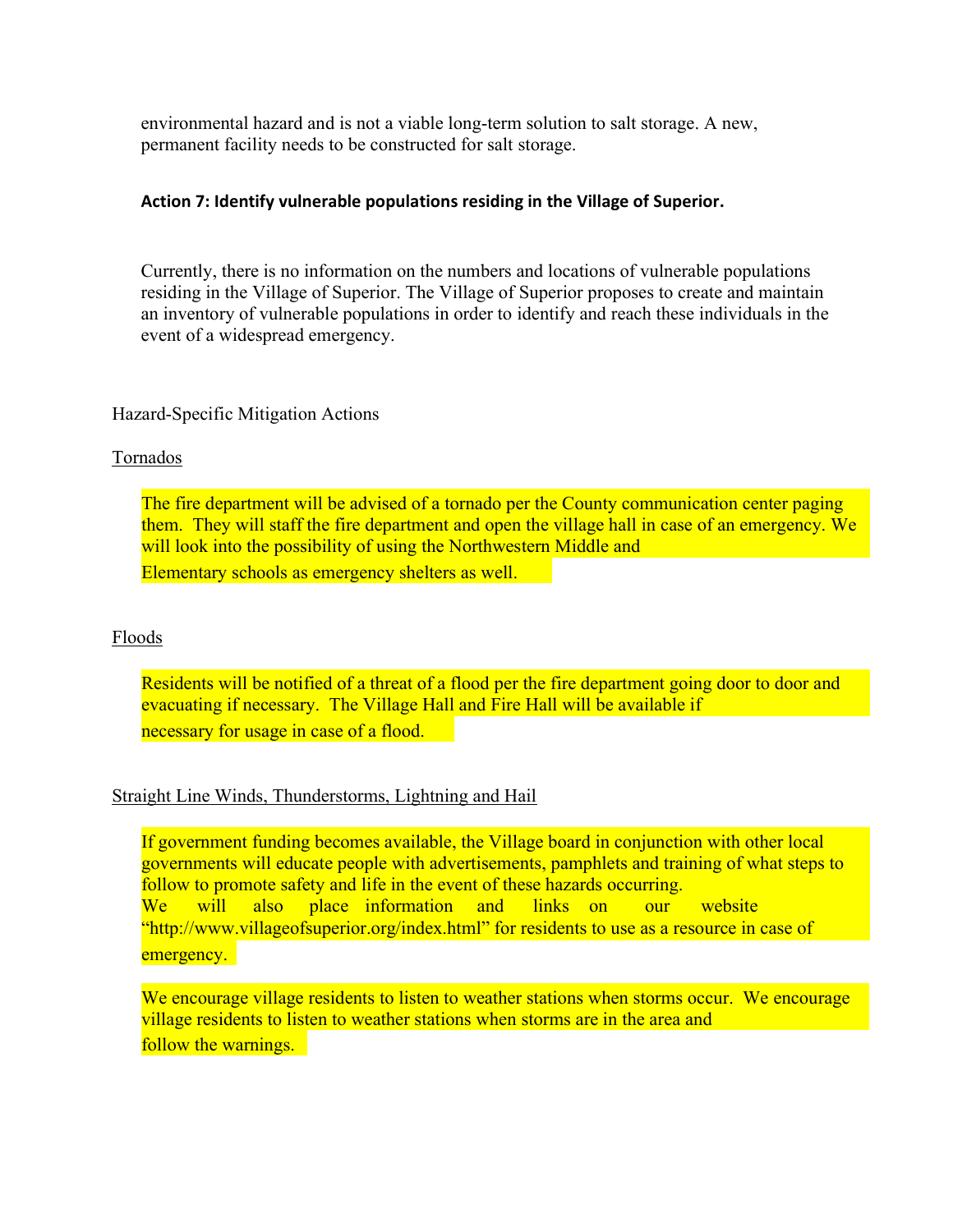environmental hazard and is not a viable long-term solution to salt storage. A new, permanent facility needs to be constructed for salt storage.

**Action 7: Identify vulnerable populations residing in the Village of Superior.**

Currently, there is no information on the numbers and locations of vulnerable populations residing in the Village of Superior. The Village of Superior proposes to create and maintain an inventory of vulnerable populations in order to identify and reach these individuals in the event of a widespread emergency.

Hazard-Specific Mitigation Actions

<u>Tornados</u>

The fire department will be advised of a tornado per the County communication center paging them. They will staff the fire department and open the village hall in case of an emergency. We will look into the possibility of using the Northwestern Middle and Elementary schools as emergency shelters as well.

<u>Floods</u>

Residents will be notified of a threat of a flood per the fire department going door to door and evacuating if necessary. The Village Hall and Fire Hall will be available if necessary for usage in case of a flood.

<u>Straight Line Winds, Thunderstorms, Lightning and Hail</u>

If government funding becomes available, the Village board in conjunction with other local governments will educate people with advertisements, pamphlets and training of what steps to follow to promote safety and life in the event of these hazards occurring. We will also place information and links on our website "http://www.villageofsuperior.org/index.html" for residents to use as a resource in case of emergency.

We encourage village residents to listen to weather stations when storms occur. We encourage village residents to listen to weather stations when storms are in the area and follow the warnings.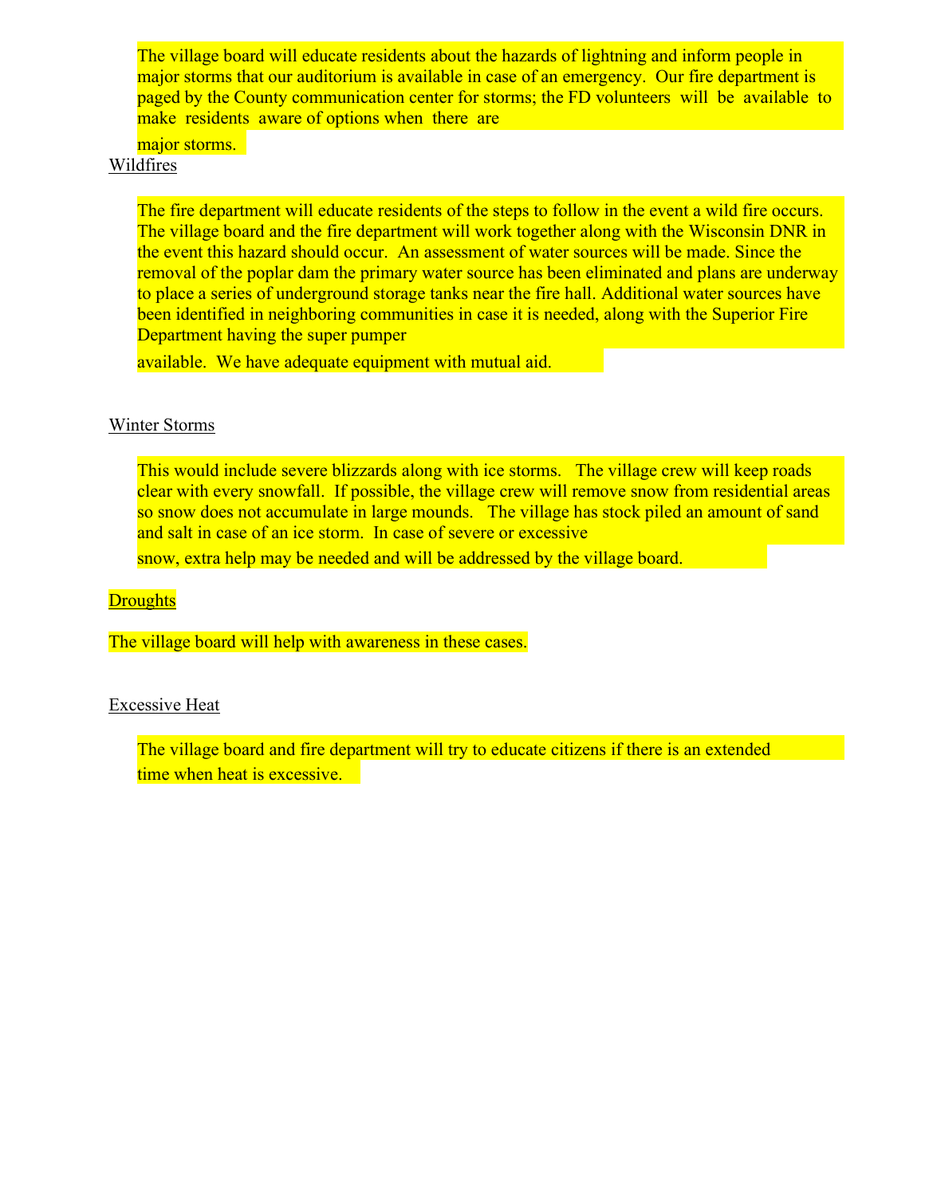The village board will educate residents about the hazards of lightning and inform people in major storms that our auditorium is available in case of an emergency. Our fire department is paged by the County communication center for storms; the FD volunteers will be available to make residents aware of options when there are major storms.

<u>Wildfires</u>

The fire department will educate residents of the steps to follow in the event a wild fire occurs. The village board and the fire department will work together along with the Wisconsin DNR in the event this hazard should occur. An assessment of water sources will be made. Since the removal of the poplar dam the primary water source has been eliminated and plans are underway to place a series of underground storage tanks near the fire hall. Additional water sources have been identified in neighboring communities in case it is needed, along with the Superior Fire Department having the super pumper available. We have adequate equipment with mutual aid.

<u>Winter Storms</u>

This would include severe blizzards along with ice storms. The village crew will keep roads clear with every snowfall. If possible, the village crew will remove snow from residential areas so snow does not accumulate in large mounds. The village has stock piled an amount of sand and salt in case of an ice storm. In case of severe or excessive snow, extra help may be needed and will be addressed by the village board.

<u>Droughts</u>

The village board will help with awareness in these cases.

<u>Excessive Heat</u>

The village board and fire department will try to educate citizens if there is an extended time when heat is excessive.